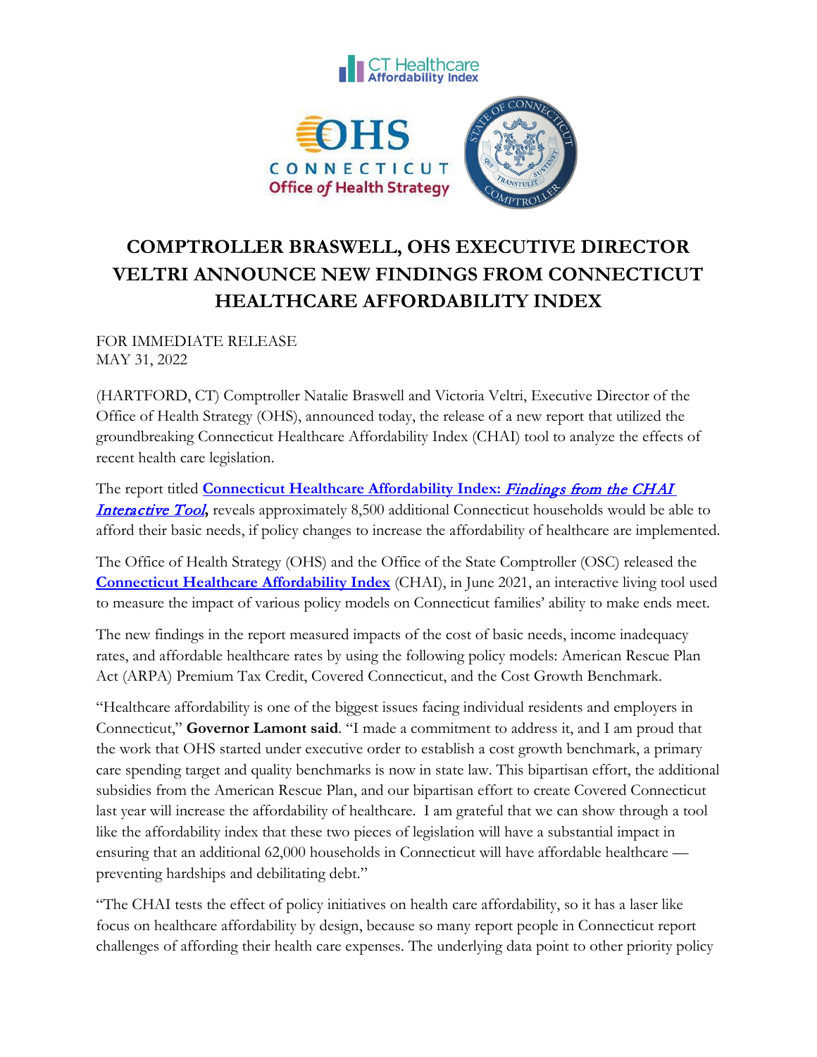# COMPTROLLER BRASWELL, OHS EXECUTIVE DIRECTOR VELTRI ANNOUNCE NEW FINDINGS FROM CONNECTICUT HEALTHCARE AFFORDABILITY INDEX

FOR IMMEDIATE RELEASE
MAY 31, 2022

(HARTFORD, CT) Comptroller Natalie Braswell and Victoria Veltri, Executive Director of the Office of Health Strategy (OHS), announced today, the release of a new report that utilized the groundbreaking Connecticut Healthcare Affordability Index (CHAI) tool to analyze the effects of recent health care legislation.

The report titled **Connecticut Healthcare Affordability Index: *Findings from the CHAI Interactive Tool*,** reveals approximately 8,500 additional Connecticut households would be able to afford their basic needs, if policy changes to increase the affordability of healthcare are implemented.

The Office of Health Strategy (OHS) and the Office of the State Comptroller (OSC) released the **Connecticut Healthcare Affordability Index** (CHAI), in June 2021, an interactive living tool used to measure the impact of various policy models on Connecticut families' ability to make ends meet.

The new findings in the report measured impacts of the cost of basic needs, income inadequacy rates, and affordable healthcare rates by using the following policy models: American Rescue Plan Act (ARPA) Premium Tax Credit, Covered Connecticut, and the Cost Growth Benchmark.

"Healthcare affordability is one of the biggest issues facing individual residents and employers in Connecticut," **Governor Lamont said**. "I made a commitment to address it, and I am proud that the work that OHS started under executive order to establish a cost growth benchmark, a primary care spending target and quality benchmarks is now in state law. This bipartisan effort, the additional subsidies from the American Rescue Plan, and our bipartisan effort to create Covered Connecticut last year will increase the affordability of healthcare. I am grateful that we can show through a tool like the affordability index that these two pieces of legislation will have a substantial impact in ensuring that an additional 62,000 households in Connecticut will have affordable healthcare — preventing hardships and debilitating debt."

"The CHAI tests the effect of policy initiatives on health care affordability, so it has a laser like focus on healthcare affordability by design, because so many report people in Connecticut report challenges of affording their health care expenses. The underlying data point to other priority policy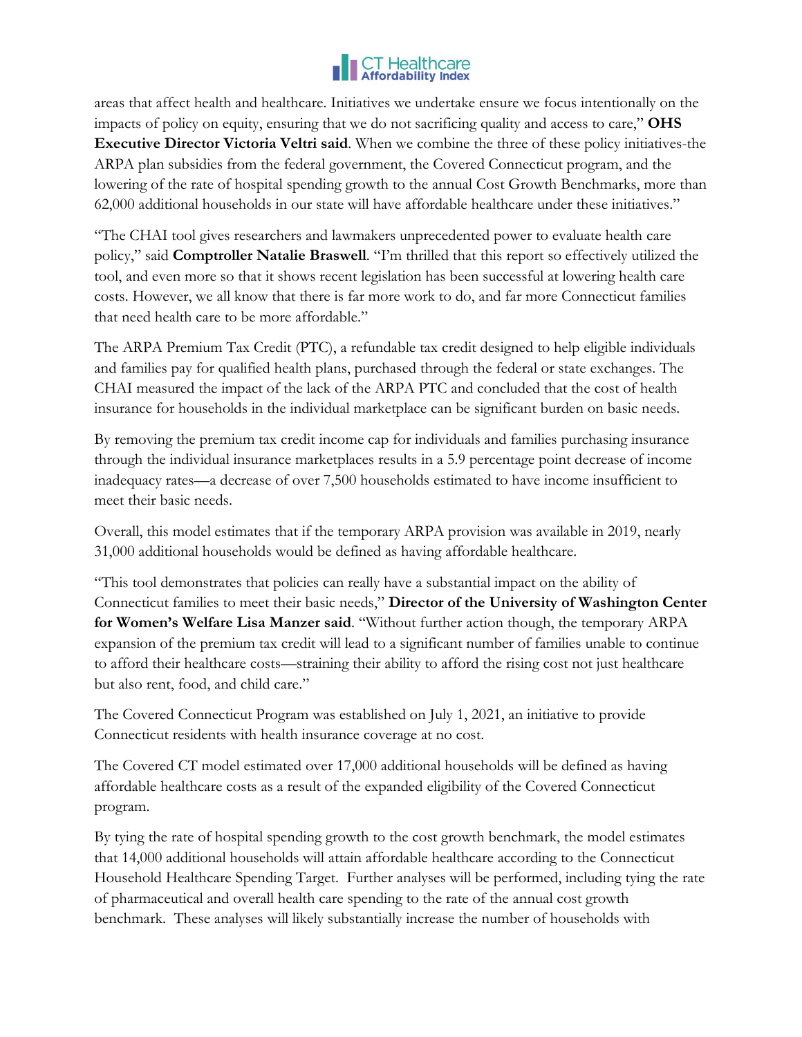areas that affect health and healthcare. Initiatives we undertake ensure we focus intentionally on the impacts of policy on equity, ensuring that we do not sacrificing quality and access to care," **OHS Executive Director Victoria Veltri said**. When we combine the three of these policy initiatives-the ARPA plan subsidies from the federal government, the Covered Connecticut program, and the lowering of the rate of hospital spending growth to the annual Cost Growth Benchmarks, more than 62,000 additional households in our state will have affordable healthcare under these initiatives."

"The CHAI tool gives researchers and lawmakers unprecedented power to evaluate health care policy," said **Comptroller Natalie Braswell**. "I'm thrilled that this report so effectively utilized the tool, and even more so that it shows recent legislation has been successful at lowering health care costs. However, we all know that there is far more work to do, and far more Connecticut families that need health care to be more affordable."

The ARPA Premium Tax Credit (PTC), a refundable tax credit designed to help eligible individuals and families pay for qualified health plans, purchased through the federal or state exchanges. The CHAI measured the impact of the lack of the ARPA PTC and concluded that the cost of health insurance for households in the individual marketplace can be significant burden on basic needs.

By removing the premium tax credit income cap for individuals and families purchasing insurance through the individual insurance marketplaces results in a 5.9 percentage point decrease of income inadequacy rates—a decrease of over 7,500 households estimated to have income insufficient to meet their basic needs.

Overall, this model estimates that if the temporary ARPA provision was available in 2019, nearly 31,000 additional households would be defined as having affordable healthcare.

"This tool demonstrates that policies can really have a substantial impact on the ability of Connecticut families to meet their basic needs," **Director of the University of Washington Center for Women's Welfare Lisa Manzer said**. "Without further action though, the temporary ARPA expansion of the premium tax credit will lead to a significant number of families unable to continue to afford their healthcare costs—straining their ability to afford the rising cost not just healthcare but also rent, food, and child care."

The Covered Connecticut Program was established on July 1, 2021, an initiative to provide Connecticut residents with health insurance coverage at no cost.

The Covered CT model estimated over 17,000 additional households will be defined as having affordable healthcare costs as a result of the expanded eligibility of the Covered Connecticut program.

By tying the rate of hospital spending growth to the cost growth benchmark, the model estimates that 14,000 additional households will attain affordable healthcare according to the Connecticut Household Healthcare Spending Target. Further analyses will be performed, including tying the rate of pharmaceutical and overall health care spending to the rate of the annual cost growth benchmark. These analyses will likely substantially increase the number of households with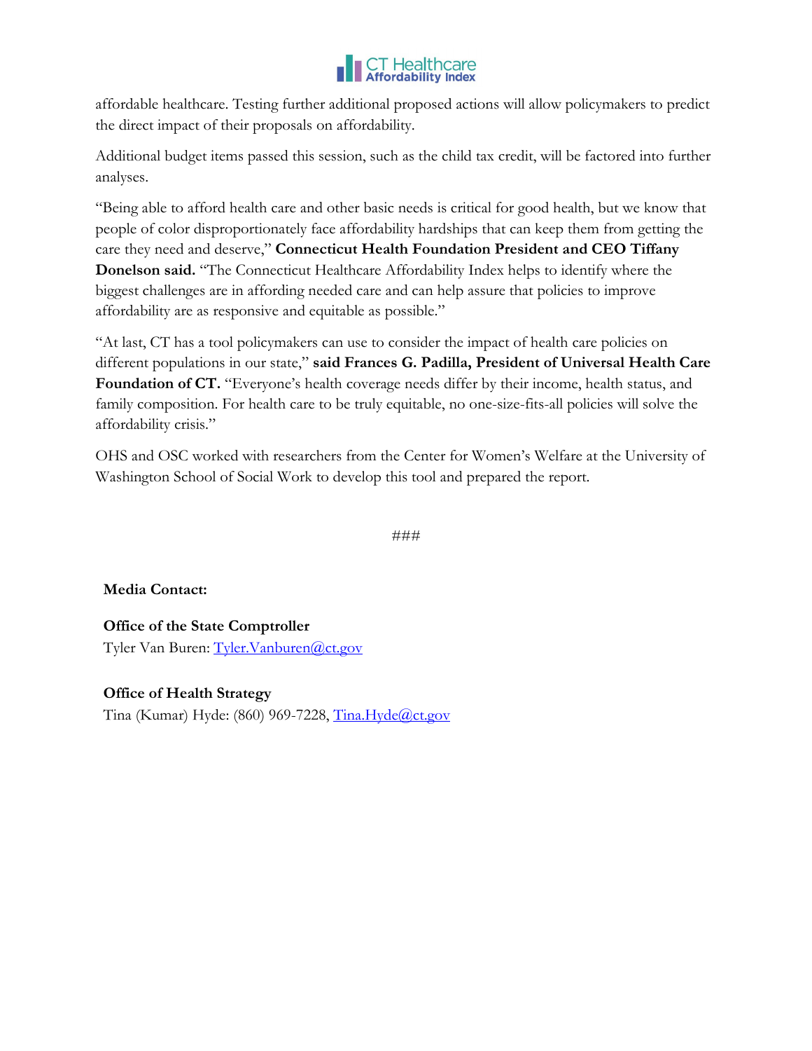affordable healthcare. Testing further additional proposed actions will allow policymakers to predict the direct impact of their proposals on affordability.

Additional budget items passed this session, such as the child tax credit, will be factored into further analyses.

"Being able to afford health care and other basic needs is critical for good health, but we know that people of color disproportionately face affordability hardships that can keep them from getting the care they need and deserve," **Connecticut Health Foundation President and CEO Tiffany Donelson said.** "The Connecticut Healthcare Affordability Index helps to identify where the biggest challenges are in affording needed care and can help assure that policies to improve affordability are as responsive and equitable as possible."

"At last, CT has a tool policymakers can use to consider the impact of health care policies on different populations in our state," **said Frances G. Padilla, President of Universal Health Care Foundation of CT.** "Everyone's health coverage needs differ by their income, health status, and family composition. For health care to be truly equitable, no one-size-fits-all policies will solve the affordability crisis."

OHS and OSC worked with researchers from the Center for Women's Welfare at the University of Washington School of Social Work to develop this tool and prepared the report.

###

**Media Contact:**

**Office of the State Comptroller**
Tyler Van Buren: Tyler.Vanburen@ct.gov

**Office of Health Strategy**
Tina (Kumar) Hyde: (860) 969-7228, Tina.Hyde@ct.gov